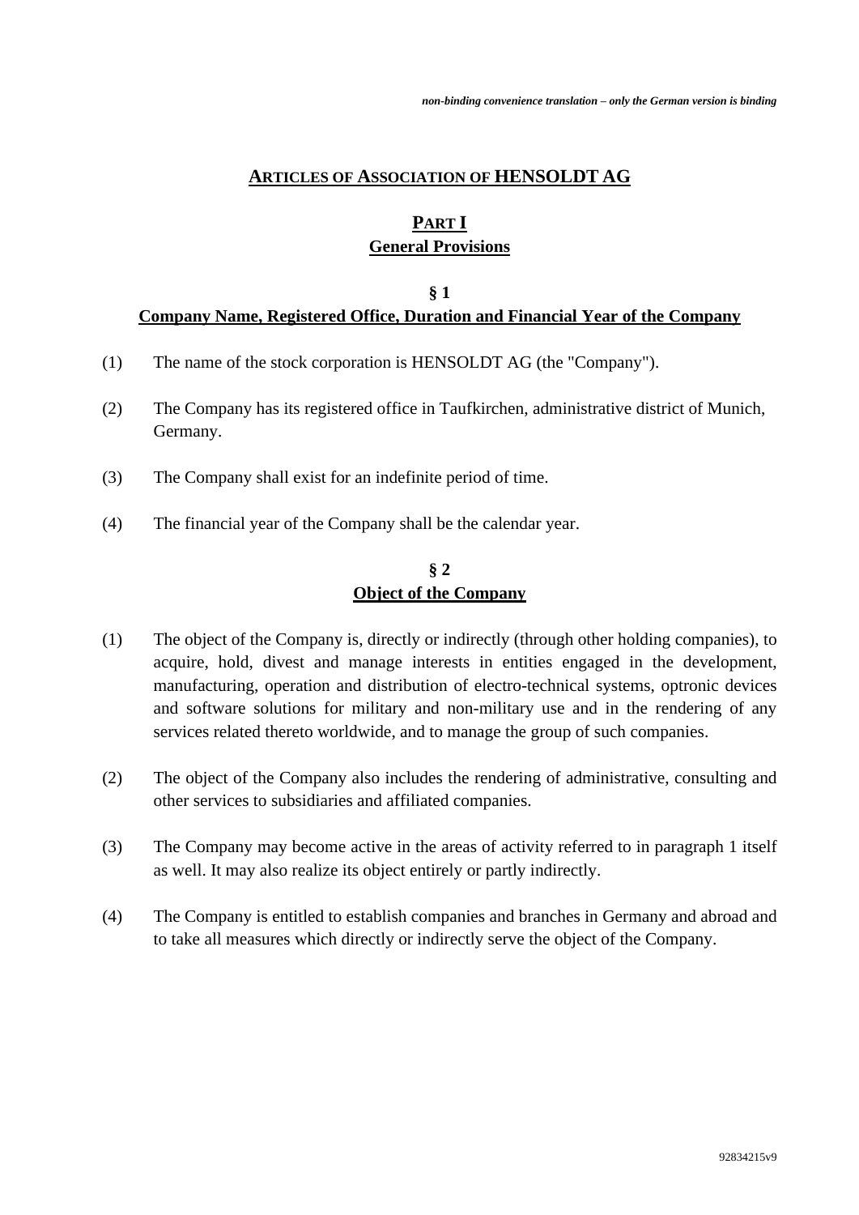*non-binding convenience translation – only the German version is binding*

# ARTICLES OF ASSOCIATION OF HENSOLDT AG

## PART I
## General Provisions

### § 1
### Company Name, Registered Office, Duration and Financial Year of the Company

(1) The name of the stock corporation is HENSOLDT AG (the "Company").

(2) The Company has its registered office in Taufkirchen, administrative district of Munich, Germany.

(3) The Company shall exist for an indefinite period of time.

(4) The financial year of the Company shall be the calendar year.

### § 2
### Object of the Company

(1) The object of the Company is, directly or indirectly (through other holding companies), to acquire, hold, divest and manage interests in entities engaged in the development, manufacturing, operation and distribution of electro-technical systems, optronic devices and software solutions for military and non-military use and in the rendering of any services related thereto worldwide, and to manage the group of such companies.

(2) The object of the Company also includes the rendering of administrative, consulting and other services to subsidiaries and affiliated companies.

(3) The Company may become active in the areas of activity referred to in paragraph 1 itself as well. It may also realize its object entirely or partly indirectly.

(4) The Company is entitled to establish companies and branches in Germany and abroad and to take all measures which directly or indirectly serve the object of the Company.

92834215v9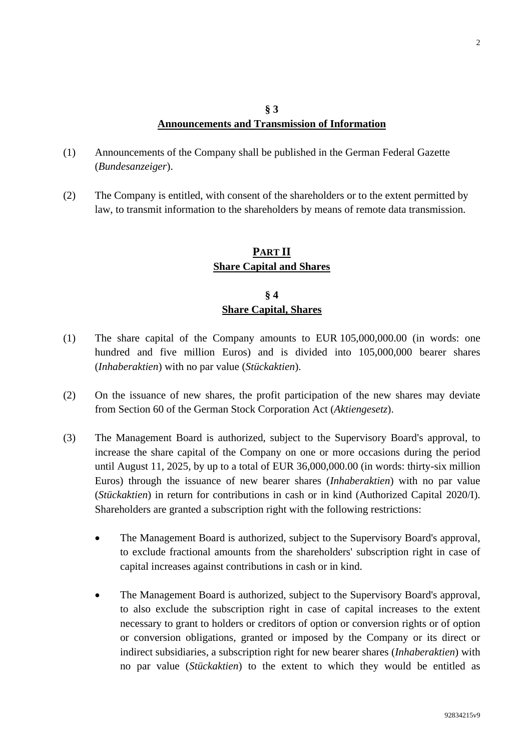## § 3
## Announcements and Transmission of Information

(1) Announcements of the Company shall be published in the German Federal Gazette (*Bundesanzeiger*).

(2) The Company is entitled, with consent of the shareholders or to the extent permitted by law, to transmit information to the shareholders by means of remote data transmission.

# PART II
# Share Capital and Shares

## § 4
## Share Capital, Shares

(1) The share capital of the Company amounts to EUR 105,000,000.00 (in words: one hundred and five million Euros) and is divided into 105,000,000 bearer shares (*Inhaberaktien*) with no par value (*Stückaktien*).

(2) On the issuance of new shares, the profit participation of the new shares may deviate from Section 60 of the German Stock Corporation Act (*Aktiengesetz*).

(3) The Management Board is authorized, subject to the Supervisory Board's approval, to increase the share capital of the Company on one or more occasions during the period until August 11, 2025, by up to a total of EUR 36,000,000.00 (in words: thirty-six million Euros) through the issuance of new bearer shares (*Inhaberaktien*) with no par value (*Stückaktien*) in return for contributions in cash or in kind (Authorized Capital 2020/I). Shareholders are granted a subscription right with the following restrictions:

- The Management Board is authorized, subject to the Supervisory Board's approval, to exclude fractional amounts from the shareholders' subscription right in case of capital increases against contributions in cash or in kind.

- The Management Board is authorized, subject to the Supervisory Board's approval, to also exclude the subscription right in case of capital increases to the extent necessary to grant to holders or creditors of option or conversion rights or of option or conversion obligations, granted or imposed by the Company or its direct or indirect subsidiaries, a subscription right for new bearer shares (*Inhaberaktien*) with no par value (*Stückaktien*) to the extent to which they would be entitled as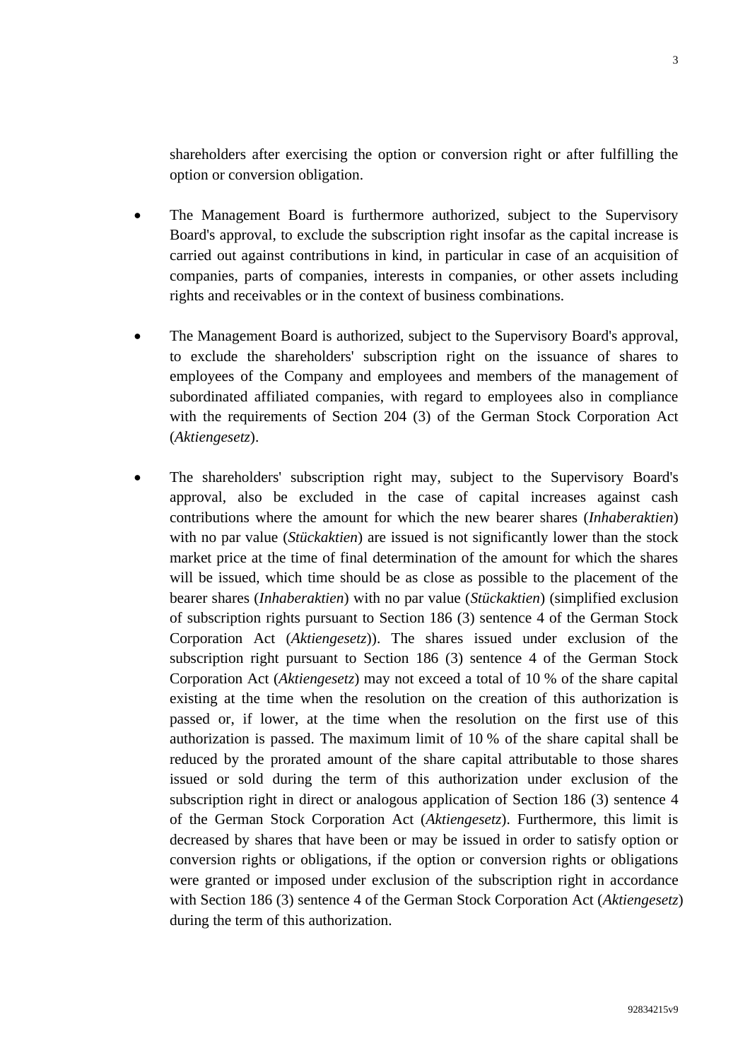shareholders after exercising the option or conversion right or after fulfilling the option or conversion obligation.

- The Management Board is furthermore authorized, subject to the Supervisory Board's approval, to exclude the subscription right insofar as the capital increase is carried out against contributions in kind, in particular in case of an acquisition of companies, parts of companies, interests in companies, or other assets including rights and receivables or in the context of business combinations.

- The Management Board is authorized, subject to the Supervisory Board's approval, to exclude the shareholders' subscription right on the issuance of shares to employees of the Company and employees and members of the management of subordinated affiliated companies, with regard to employees also in compliance with the requirements of Section 204 (3) of the German Stock Corporation Act (*Aktiengesetz*).

- The shareholders' subscription right may, subject to the Supervisory Board's approval, also be excluded in the case of capital increases against cash contributions where the amount for which the new bearer shares (*Inhaberaktien*) with no par value (*Stückaktien*) are issued is not significantly lower than the stock market price at the time of final determination of the amount for which the shares will be issued, which time should be as close as possible to the placement of the bearer shares (*Inhaberaktien*) with no par value (*Stückaktien*) (simplified exclusion of subscription rights pursuant to Section 186 (3) sentence 4 of the German Stock Corporation Act (*Aktiengesetz*)). The shares issued under exclusion of the subscription right pursuant to Section 186 (3) sentence 4 of the German Stock Corporation Act (*Aktiengesetz*) may not exceed a total of 10 % of the share capital existing at the time when the resolution on the creation of this authorization is passed or, if lower, at the time when the resolution on the first use of this authorization is passed. The maximum limit of 10 % of the share capital shall be reduced by the prorated amount of the share capital attributable to those shares issued or sold during the term of this authorization under exclusion of the subscription right in direct or analogous application of Section 186 (3) sentence 4 of the German Stock Corporation Act (*Aktiengesetz*). Furthermore, this limit is decreased by shares that have been or may be issued in order to satisfy option or conversion rights or obligations, if the option or conversion rights or obligations were granted or imposed under exclusion of the subscription right in accordance with Section 186 (3) sentence 4 of the German Stock Corporation Act (*Aktiengesetz*) during the term of this authorization.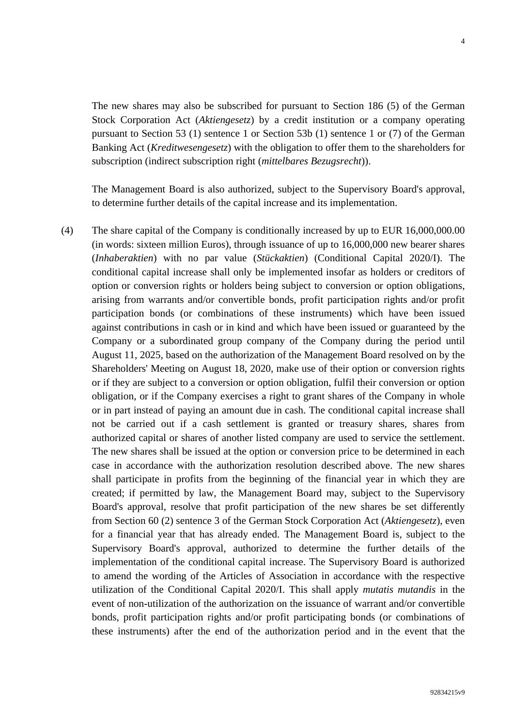The new shares may also be subscribed for pursuant to Section 186 (5) of the German Stock Corporation Act (*Aktiengesetz*) by a credit institution or a company operating pursuant to Section 53 (1) sentence 1 or Section 53b (1) sentence 1 or (7) of the German Banking Act (*Kreditwesengesetz*) with the obligation to offer them to the shareholders for subscription (indirect subscription right (*mittelbares Bezugsrecht*)).

The Management Board is also authorized, subject to the Supervisory Board's approval, to determine further details of the capital increase and its implementation.

(4) The share capital of the Company is conditionally increased by up to EUR 16,000,000.00 (in words: sixteen million Euros), through issuance of up to 16,000,000 new bearer shares (*Inhaberaktien*) with no par value (*Stückaktien*) (Conditional Capital 2020/I). The conditional capital increase shall only be implemented insofar as holders or creditors of option or conversion rights or holders being subject to conversion or option obligations, arising from warrants and/or convertible bonds, profit participation rights and/or profit participation bonds (or combinations of these instruments) which have been issued against contributions in cash or in kind and which have been issued or guaranteed by the Company or a subordinated group company of the Company during the period until August 11, 2025, based on the authorization of the Management Board resolved on by the Shareholders' Meeting on August 18, 2020, make use of their option or conversion rights or if they are subject to a conversion or option obligation, fulfil their conversion or option obligation, or if the Company exercises a right to grant shares of the Company in whole or in part instead of paying an amount due in cash. The conditional capital increase shall not be carried out if a cash settlement is granted or treasury shares, shares from authorized capital or shares of another listed company are used to service the settlement. The new shares shall be issued at the option or conversion price to be determined in each case in accordance with the authorization resolution described above. The new shares shall participate in profits from the beginning of the financial year in which they are created; if permitted by law, the Management Board may, subject to the Supervisory Board's approval, resolve that profit participation of the new shares be set differently from Section 60 (2) sentence 3 of the German Stock Corporation Act (*Aktiengesetz*), even for a financial year that has already ended. The Management Board is, subject to the Supervisory Board's approval, authorized to determine the further details of the implementation of the conditional capital increase. The Supervisory Board is authorized to amend the wording of the Articles of Association in accordance with the respective utilization of the Conditional Capital 2020/I. This shall apply *mutatis mutandis* in the event of non-utilization of the authorization on the issuance of warrant and/or convertible bonds, profit participation rights and/or profit participating bonds (or combinations of these instruments) after the end of the authorization period and in the event that the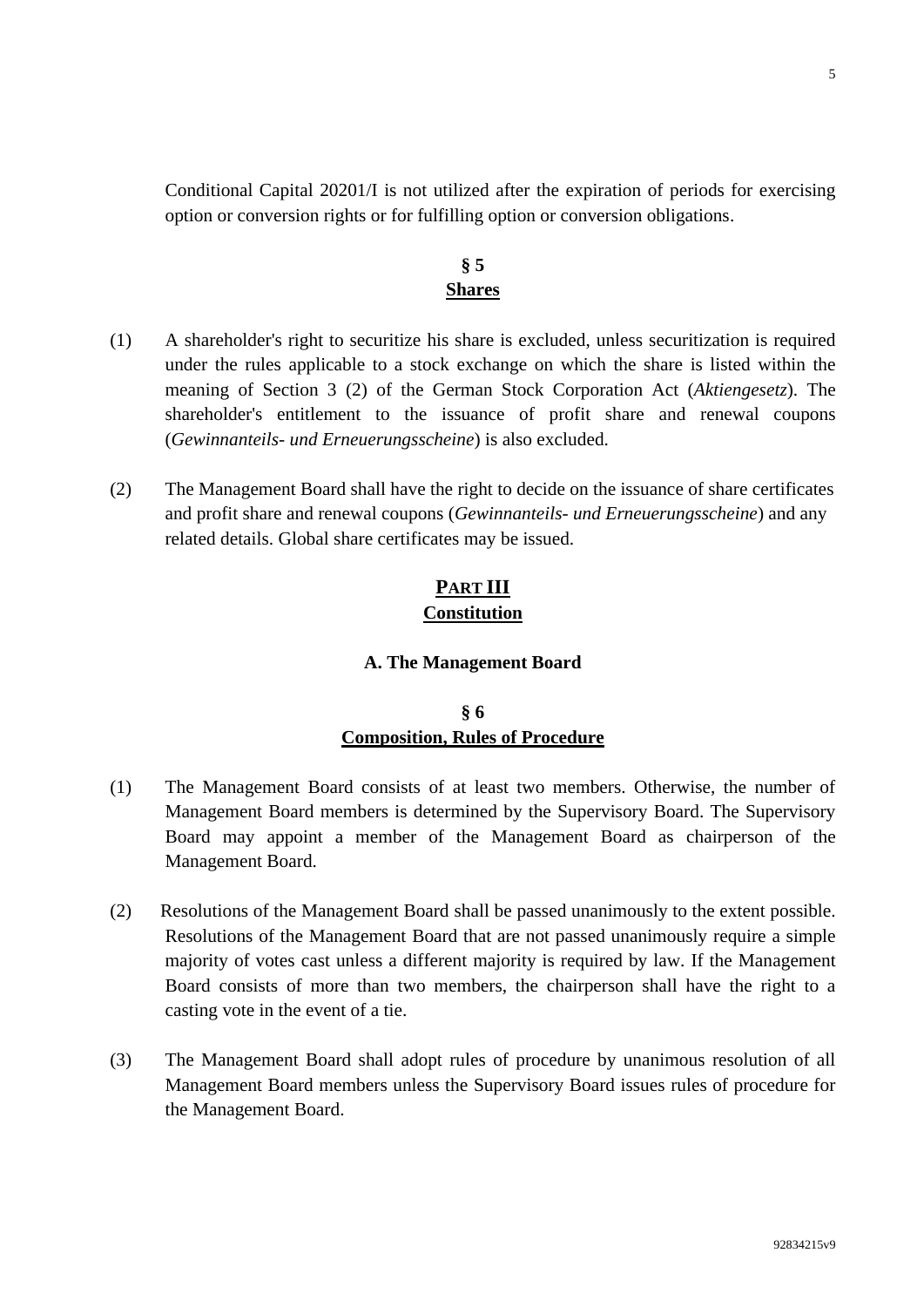Conditional Capital 20201/I is not utilized after the expiration of periods for exercising option or conversion rights or for fulfilling option or conversion obligations.

## § 5
## Shares

(1) A shareholder's right to securitize his share is excluded, unless securitization is required under the rules applicable to a stock exchange on which the share is listed within the meaning of Section 3 (2) of the German Stock Corporation Act (*Aktiengesetz*). The shareholder's entitlement to the issuance of profit share and renewal coupons (*Gewinnanteils- und Erneuerungsscheine*) is also excluded.

(2) The Management Board shall have the right to decide on the issuance of share certificates and profit share and renewal coupons (*Gewinnanteils- und Erneuerungsscheine*) and any related details. Global share certificates may be issued.

# PART III
# Constitution

### A. The Management Board

## § 6
## Composition, Rules of Procedure

(1) The Management Board consists of at least two members. Otherwise, the number of Management Board members is determined by the Supervisory Board. The Supervisory Board may appoint a member of the Management Board as chairperson of the Management Board.

(2) Resolutions of the Management Board shall be passed unanimously to the extent possible. Resolutions of the Management Board that are not passed unanimously require a simple majority of votes cast unless a different majority is required by law. If the Management Board consists of more than two members, the chairperson shall have the right to a casting vote in the event of a tie.

(3) The Management Board shall adopt rules of procedure by unanimous resolution of all Management Board members unless the Supervisory Board issues rules of procedure for the Management Board.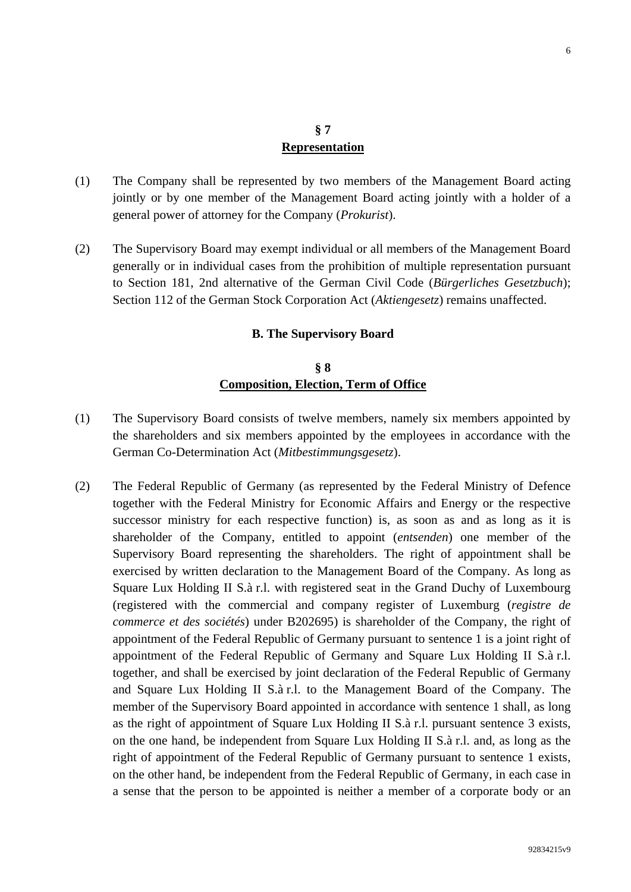## § 7
## Representation

(1) The Company shall be represented by two members of the Management Board acting jointly or by one member of the Management Board acting jointly with a holder of a general power of attorney for the Company (*Prokurist*).

(2) The Supervisory Board may exempt individual or all members of the Management Board generally or in individual cases from the prohibition of multiple representation pursuant to Section 181, 2nd alternative of the German Civil Code (*Bürgerliches Gesetzbuch*); Section 112 of the German Stock Corporation Act (*Aktiengesetz*) remains unaffected.

### B. The Supervisory Board

## § 8
## Composition, Election, Term of Office

(1) The Supervisory Board consists of twelve members, namely six members appointed by the shareholders and six members appointed by the employees in accordance with the German Co-Determination Act (*Mitbestimmungsgesetz*).

(2) The Federal Republic of Germany (as represented by the Federal Ministry of Defence together with the Federal Ministry for Economic Affairs and Energy or the respective successor ministry for each respective function) is, as soon as and as long as it is shareholder of the Company, entitled to appoint (*entsenden*) one member of the Supervisory Board representing the shareholders. The right of appointment shall be exercised by written declaration to the Management Board of the Company. As long as Square Lux Holding II S.à r.l. with registered seat in the Grand Duchy of Luxembourg (registered with the commercial and company register of Luxemburg (*registre de commerce et des sociétés*) under B202695) is shareholder of the Company, the right of appointment of the Federal Republic of Germany pursuant to sentence 1 is a joint right of appointment of the Federal Republic of Germany and Square Lux Holding II S.à r.l. together, and shall be exercised by joint declaration of the Federal Republic of Germany and Square Lux Holding II S.à r.l. to the Management Board of the Company. The member of the Supervisory Board appointed in accordance with sentence 1 shall, as long as the right of appointment of Square Lux Holding II S.à r.l. pursuant sentence 3 exists, on the one hand, be independent from Square Lux Holding II S.à r.l. and, as long as the right of appointment of the Federal Republic of Germany pursuant to sentence 1 exists, on the other hand, be independent from the Federal Republic of Germany, in each case in a sense that the person to be appointed is neither a member of a corporate body or an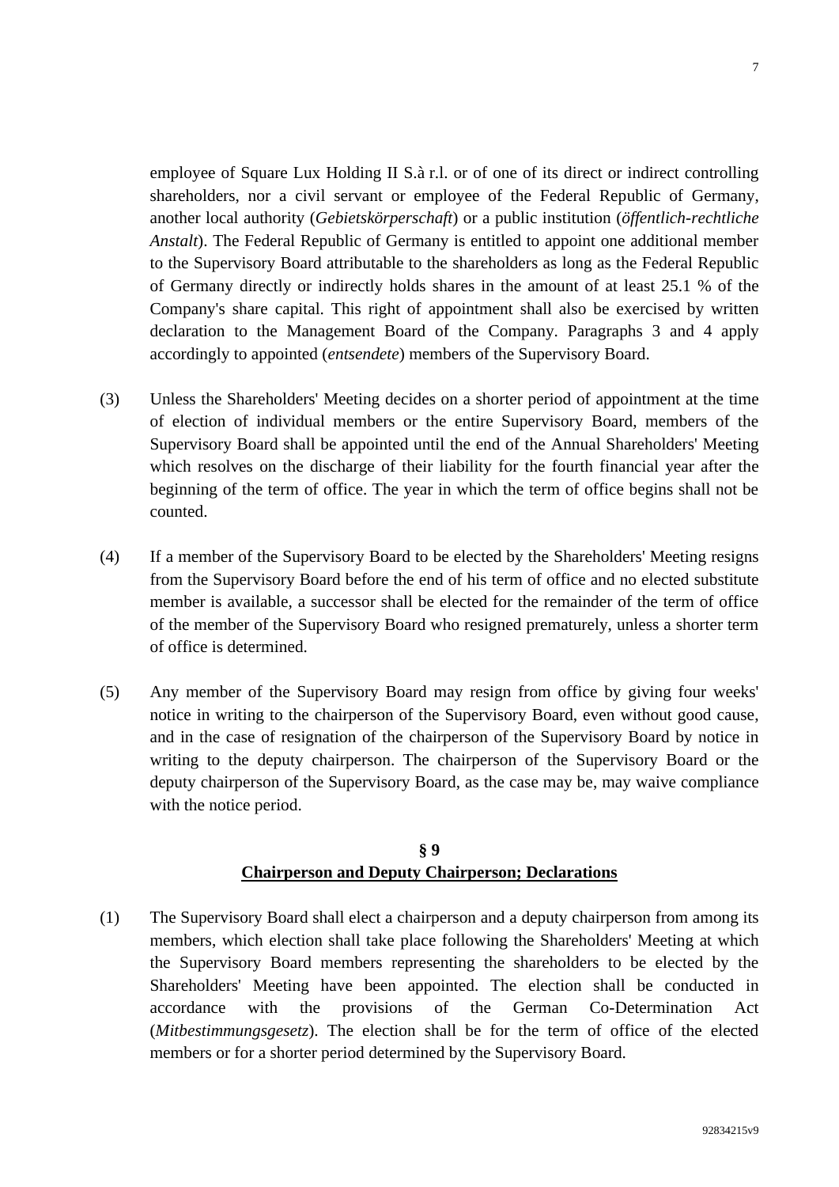employee of Square Lux Holding II S.à r.l. or of one of its direct or indirect controlling shareholders, nor a civil servant or employee of the Federal Republic of Germany, another local authority (*Gebietskörperschaft*) or a public institution (*öffentlich-rechtliche Anstalt*). The Federal Republic of Germany is entitled to appoint one additional member to the Supervisory Board attributable to the shareholders as long as the Federal Republic of Germany directly or indirectly holds shares in the amount of at least 25.1 % of the Company's share capital. This right of appointment shall also be exercised by written declaration to the Management Board of the Company. Paragraphs 3 and 4 apply accordingly to appointed (*entsendete*) members of the Supervisory Board.

(3) Unless the Shareholders' Meeting decides on a shorter period of appointment at the time of election of individual members or the entire Supervisory Board, members of the Supervisory Board shall be appointed until the end of the Annual Shareholders' Meeting which resolves on the discharge of their liability for the fourth financial year after the beginning of the term of office. The year in which the term of office begins shall not be counted.

(4) If a member of the Supervisory Board to be elected by the Shareholders' Meeting resigns from the Supervisory Board before the end of his term of office and no elected substitute member is available, a successor shall be elected for the remainder of the term of office of the member of the Supervisory Board who resigned prematurely, unless a shorter term of office is determined.

(5) Any member of the Supervisory Board may resign from office by giving four weeks' notice in writing to the chairperson of the Supervisory Board, even without good cause, and in the case of resignation of the chairperson of the Supervisory Board by notice in writing to the deputy chairperson. The chairperson of the Supervisory Board or the deputy chairperson of the Supervisory Board, as the case may be, may waive compliance with the notice period.

## § 9
## Chairperson and Deputy Chairperson; Declarations

(1) The Supervisory Board shall elect a chairperson and a deputy chairperson from among its members, which election shall take place following the Shareholders' Meeting at which the Supervisory Board members representing the shareholders to be elected by the Shareholders' Meeting have been appointed. The election shall be conducted in accordance with the provisions of the German Co-Determination Act (*Mitbestimmungsgesetz*). The election shall be for the term of office of the elected members or for a shorter period determined by the Supervisory Board.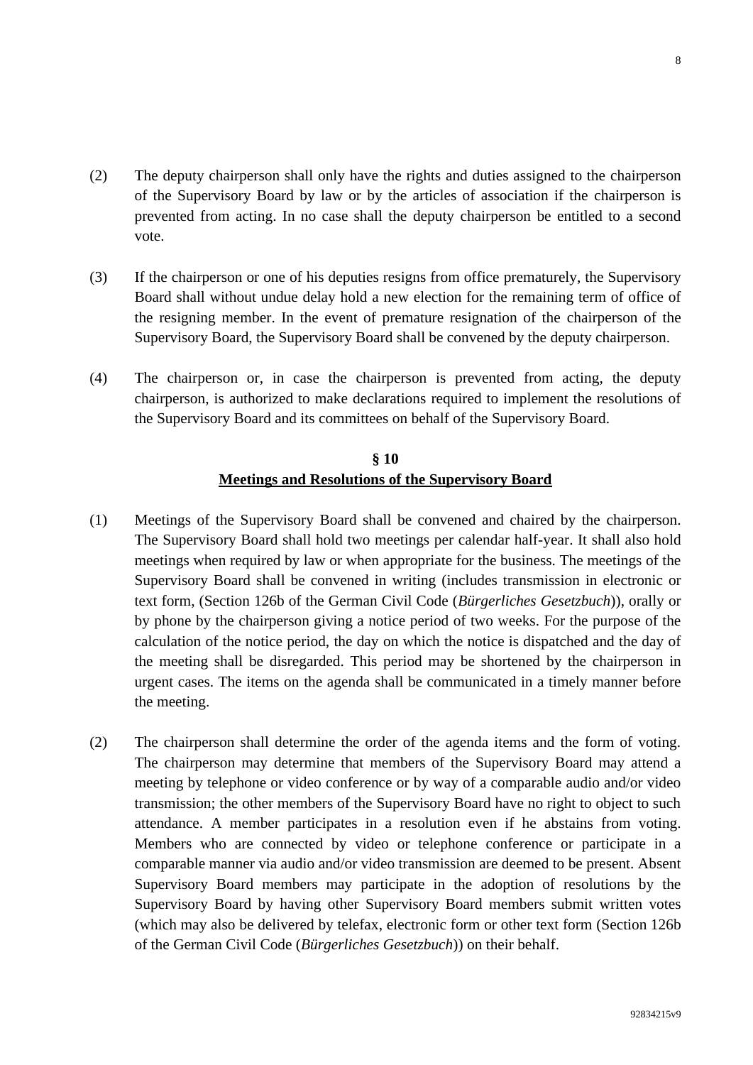(2) The deputy chairperson shall only have the rights and duties assigned to the chairperson of the Supervisory Board by law or by the articles of association if the chairperson is prevented from acting. In no case shall the deputy chairperson be entitled to a second vote.

(3) If the chairperson or one of his deputies resigns from office prematurely, the Supervisory Board shall without undue delay hold a new election for the remaining term of office of the resigning member. In the event of premature resignation of the chairperson of the Supervisory Board, the Supervisory Board shall be convened by the deputy chairperson.

(4) The chairperson or, in case the chairperson is prevented from acting, the deputy chairperson, is authorized to make declarations required to implement the resolutions of the Supervisory Board and its committees on behalf of the Supervisory Board.

## § 10
## Meetings and Resolutions of the Supervisory Board

(1) Meetings of the Supervisory Board shall be convened and chaired by the chairperson. The Supervisory Board shall hold two meetings per calendar half-year. It shall also hold meetings when required by law or when appropriate for the business. The meetings of the Supervisory Board shall be convened in writing (includes transmission in electronic or text form, (Section 126b of the German Civil Code (*Bürgerliches Gesetzbuch*)), orally or by phone by the chairperson giving a notice period of two weeks. For the purpose of the calculation of the notice period, the day on which the notice is dispatched and the day of the meeting shall be disregarded. This period may be shortened by the chairperson in urgent cases. The items on the agenda shall be communicated in a timely manner before the meeting.

(2) The chairperson shall determine the order of the agenda items and the form of voting. The chairperson may determine that members of the Supervisory Board may attend a meeting by telephone or video conference or by way of a comparable audio and/or video transmission; the other members of the Supervisory Board have no right to object to such attendance. A member participates in a resolution even if he abstains from voting. Members who are connected by video or telephone conference or participate in a comparable manner via audio and/or video transmission are deemed to be present. Absent Supervisory Board members may participate in the adoption of resolutions by the Supervisory Board by having other Supervisory Board members submit written votes (which may also be delivered by telefax, electronic form or other text form (Section 126b of the German Civil Code (*Bürgerliches Gesetzbuch*)) on their behalf.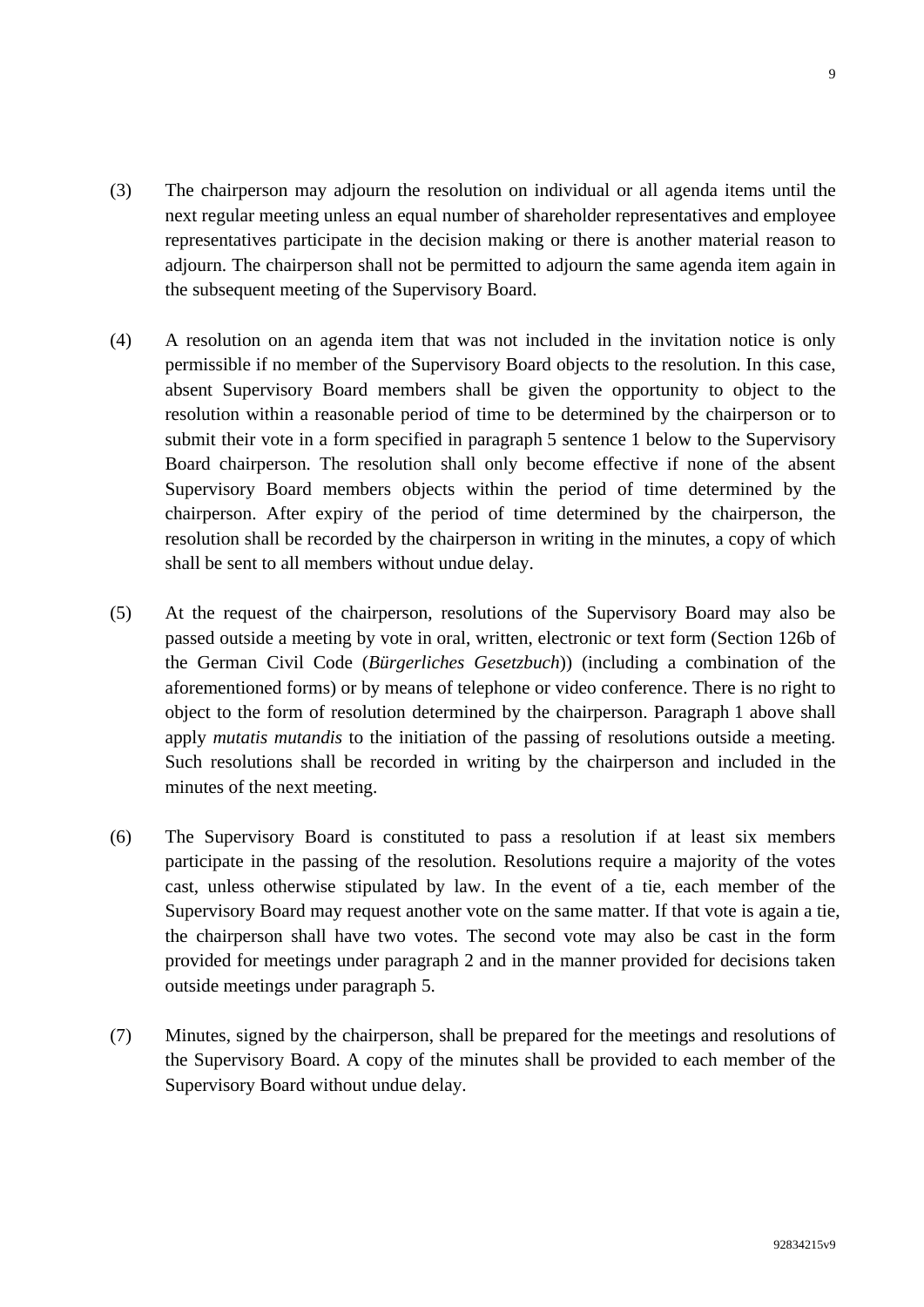(3) The chairperson may adjourn the resolution on individual or all agenda items until the next regular meeting unless an equal number of shareholder representatives and employee representatives participate in the decision making or there is another material reason to adjourn. The chairperson shall not be permitted to adjourn the same agenda item again in the subsequent meeting of the Supervisory Board.

(4) A resolution on an agenda item that was not included in the invitation notice is only permissible if no member of the Supervisory Board objects to the resolution. In this case, absent Supervisory Board members shall be given the opportunity to object to the resolution within a reasonable period of time to be determined by the chairperson or to submit their vote in a form specified in paragraph 5 sentence 1 below to the Supervisory Board chairperson. The resolution shall only become effective if none of the absent Supervisory Board members objects within the period of time determined by the chairperson. After expiry of the period of time determined by the chairperson, the resolution shall be recorded by the chairperson in writing in the minutes, a copy of which shall be sent to all members without undue delay.

(5) At the request of the chairperson, resolutions of the Supervisory Board may also be passed outside a meeting by vote in oral, written, electronic or text form (Section 126b of the German Civil Code (*Bürgerliches Gesetzbuch*)) (including a combination of the aforementioned forms) or by means of telephone or video conference. There is no right to object to the form of resolution determined by the chairperson. Paragraph 1 above shall apply *mutatis mutandis* to the initiation of the passing of resolutions outside a meeting. Such resolutions shall be recorded in writing by the chairperson and included in the minutes of the next meeting.

(6) The Supervisory Board is constituted to pass a resolution if at least six members participate in the passing of the resolution. Resolutions require a majority of the votes cast, unless otherwise stipulated by law. In the event of a tie, each member of the Supervisory Board may request another vote on the same matter. If that vote is again a tie, the chairperson shall have two votes. The second vote may also be cast in the form provided for meetings under paragraph 2 and in the manner provided for decisions taken outside meetings under paragraph 5.

(7) Minutes, signed by the chairperson, shall be prepared for the meetings and resolutions of the Supervisory Board. A copy of the minutes shall be provided to each member of the Supervisory Board without undue delay.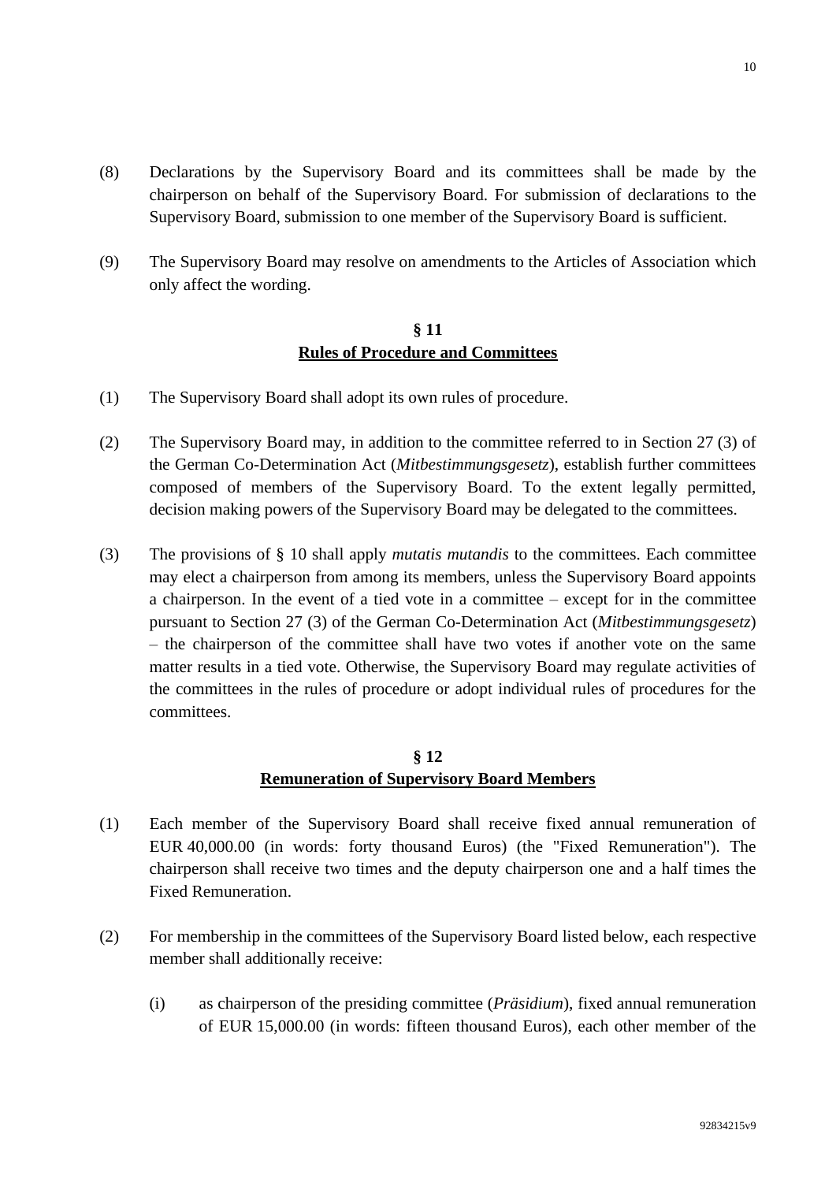(8) Declarations by the Supervisory Board and its committees shall be made by the chairperson on behalf of the Supervisory Board. For submission of declarations to the Supervisory Board, submission to one member of the Supervisory Board is sufficient.

(9) The Supervisory Board may resolve on amendments to the Articles of Association which only affect the wording.

## § 11
## Rules of Procedure and Committees

(1) The Supervisory Board shall adopt its own rules of procedure.

(2) The Supervisory Board may, in addition to the committee referred to in Section 27 (3) of the German Co-Determination Act (*Mitbestimmungsgesetz*), establish further committees composed of members of the Supervisory Board. To the extent legally permitted, decision making powers of the Supervisory Board may be delegated to the committees.

(3) The provisions of § 10 shall apply *mutatis mutandis* to the committees. Each committee may elect a chairperson from among its members, unless the Supervisory Board appoints a chairperson. In the event of a tied vote in a committee – except for in the committee pursuant to Section 27 (3) of the German Co-Determination Act (*Mitbestimmungsgesetz*) – the chairperson of the committee shall have two votes if another vote on the same matter results in a tied vote. Otherwise, the Supervisory Board may regulate activities of the committees in the rules of procedure or adopt individual rules of procedures for the committees.

## § 12
## Remuneration of Supervisory Board Members

(1) Each member of the Supervisory Board shall receive fixed annual remuneration of EUR 40,000.00 (in words: forty thousand Euros) (the "Fixed Remuneration"). The chairperson shall receive two times and the deputy chairperson one and a half times the Fixed Remuneration.

(2) For membership in the committees of the Supervisory Board listed below, each respective member shall additionally receive:

(i) as chairperson of the presiding committee (*Präsidium*), fixed annual remuneration of EUR 15,000.00 (in words: fifteen thousand Euros), each other member of the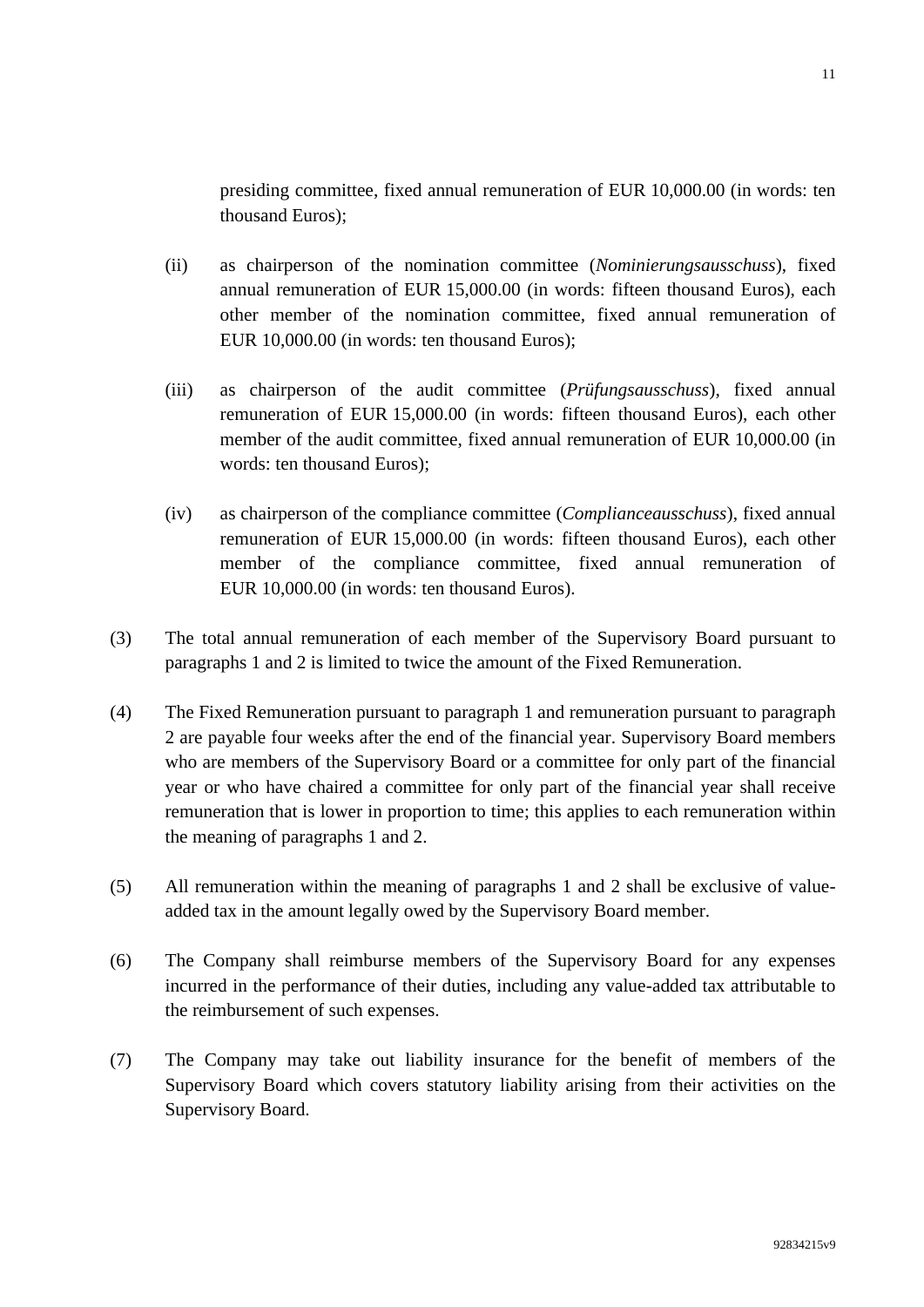presiding committee, fixed annual remuneration of EUR 10,000.00 (in words: ten thousand Euros);

(ii) as chairperson of the nomination committee (*Nominierungsausschuss*), fixed annual remuneration of EUR 15,000.00 (in words: fifteen thousand Euros), each other member of the nomination committee, fixed annual remuneration of EUR 10,000.00 (in words: ten thousand Euros);

(iii) as chairperson of the audit committee (*Prüfungsausschuss*), fixed annual remuneration of EUR 15,000.00 (in words: fifteen thousand Euros), each other member of the audit committee, fixed annual remuneration of EUR 10,000.00 (in words: ten thousand Euros);

(iv) as chairperson of the compliance committee (*Complianceausschuss*), fixed annual remuneration of EUR 15,000.00 (in words: fifteen thousand Euros), each other member of the compliance committee, fixed annual remuneration of EUR 10,000.00 (in words: ten thousand Euros).

(3) The total annual remuneration of each member of the Supervisory Board pursuant to paragraphs 1 and 2 is limited to twice the amount of the Fixed Remuneration.

(4) The Fixed Remuneration pursuant to paragraph 1 and remuneration pursuant to paragraph 2 are payable four weeks after the end of the financial year. Supervisory Board members who are members of the Supervisory Board or a committee for only part of the financial year or who have chaired a committee for only part of the financial year shall receive remuneration that is lower in proportion to time; this applies to each remuneration within the meaning of paragraphs 1 and 2.

(5) All remuneration within the meaning of paragraphs 1 and 2 shall be exclusive of value-added tax in the amount legally owed by the Supervisory Board member.

(6) The Company shall reimburse members of the Supervisory Board for any expenses incurred in the performance of their duties, including any value-added tax attributable to the reimbursement of such expenses.

(7) The Company may take out liability insurance for the benefit of members of the Supervisory Board which covers statutory liability arising from their activities on the Supervisory Board.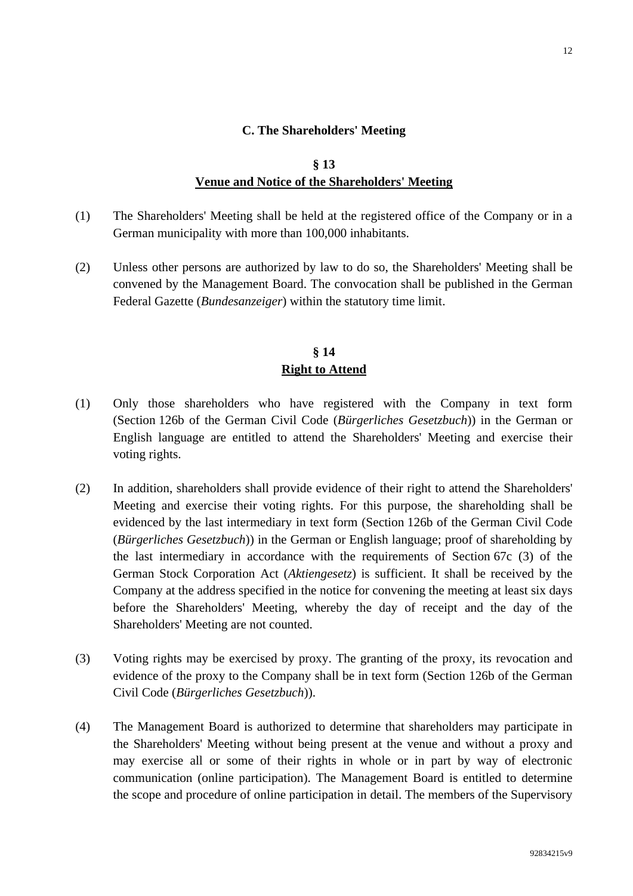## C. The Shareholders' Meeting

### § 13
### Venue and Notice of the Shareholders' Meeting

(1) The Shareholders' Meeting shall be held at the registered office of the Company or in a German municipality with more than 100,000 inhabitants.

(2) Unless other persons are authorized by law to do so, the Shareholders' Meeting shall be convened by the Management Board. The convocation shall be published in the German Federal Gazette (*Bundesanzeiger*) within the statutory time limit.

### § 14
### Right to Attend

(1) Only those shareholders who have registered with the Company in text form (Section 126b of the German Civil Code (*Bürgerliches Gesetzbuch*)) in the German or English language are entitled to attend the Shareholders' Meeting and exercise their voting rights.

(2) In addition, shareholders shall provide evidence of their right to attend the Shareholders' Meeting and exercise their voting rights. For this purpose, the shareholding shall be evidenced by the last intermediary in text form (Section 126b of the German Civil Code (*Bürgerliches Gesetzbuch*)) in the German or English language; proof of shareholding by the last intermediary in accordance with the requirements of Section 67c (3) of the German Stock Corporation Act (*Aktiengesetz*) is sufficient. It shall be received by the Company at the address specified in the notice for convening the meeting at least six days before the Shareholders' Meeting, whereby the day of receipt and the day of the Shareholders' Meeting are not counted.

(3) Voting rights may be exercised by proxy. The granting of the proxy, its revocation and evidence of the proxy to the Company shall be in text form (Section 126b of the German Civil Code (*Bürgerliches Gesetzbuch*)).

(4) The Management Board is authorized to determine that shareholders may participate in the Shareholders' Meeting without being present at the venue and without a proxy and may exercise all or some of their rights in whole or in part by way of electronic communication (online participation). The Management Board is entitled to determine the scope and procedure of online participation in detail. The members of the Supervisory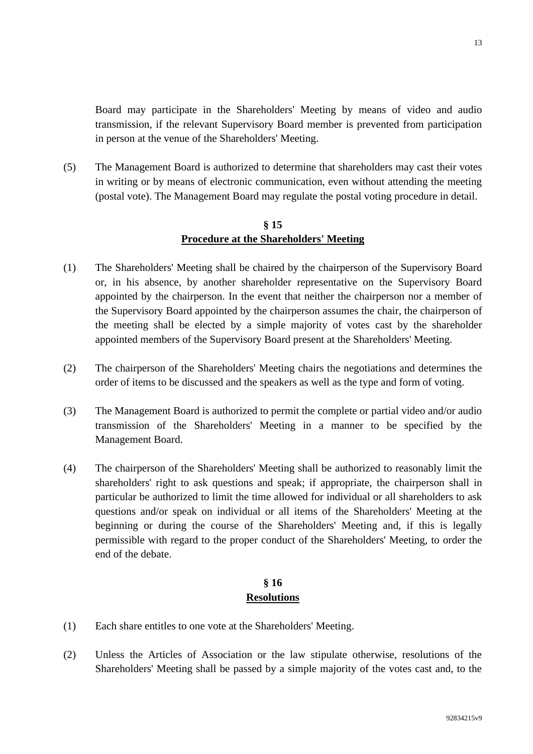Board may participate in the Shareholders' Meeting by means of video and audio transmission, if the relevant Supervisory Board member is prevented from participation in person at the venue of the Shareholders' Meeting.

(5) The Management Board is authorized to determine that shareholders may cast their votes in writing or by means of electronic communication, even without attending the meeting (postal vote). The Management Board may regulate the postal voting procedure in detail.

## § 15
## Procedure at the Shareholders' Meeting

(1) The Shareholders' Meeting shall be chaired by the chairperson of the Supervisory Board or, in his absence, by another shareholder representative on the Supervisory Board appointed by the chairperson. In the event that neither the chairperson nor a member of the Supervisory Board appointed by the chairperson assumes the chair, the chairperson of the meeting shall be elected by a simple majority of votes cast by the shareholder appointed members of the Supervisory Board present at the Shareholders' Meeting.

(2) The chairperson of the Shareholders' Meeting chairs the negotiations and determines the order of items to be discussed and the speakers as well as the type and form of voting.

(3) The Management Board is authorized to permit the complete or partial video and/or audio transmission of the Shareholders' Meeting in a manner to be specified by the Management Board.

(4) The chairperson of the Shareholders' Meeting shall be authorized to reasonably limit the shareholders' right to ask questions and speak; if appropriate, the chairperson shall in particular be authorized to limit the time allowed for individual or all shareholders to ask questions and/or speak on individual or all items of the Shareholders' Meeting at the beginning or during the course of the Shareholders' Meeting and, if this is legally permissible with regard to the proper conduct of the Shareholders' Meeting, to order the end of the debate.

## § 16
## Resolutions

(1) Each share entitles to one vote at the Shareholders' Meeting.

(2) Unless the Articles of Association or the law stipulate otherwise, resolutions of the Shareholders' Meeting shall be passed by a simple majority of the votes cast and, to the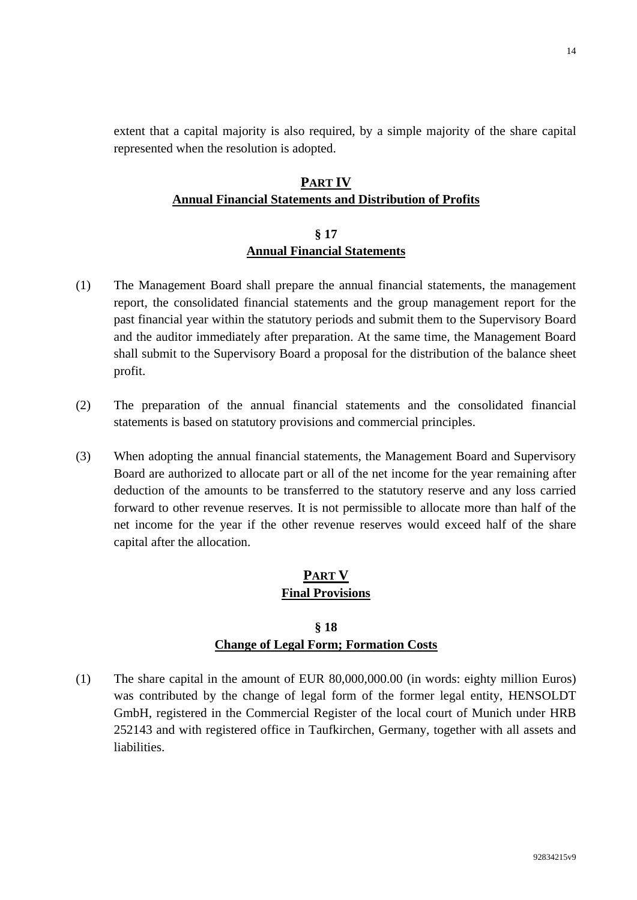extent that a capital majority is also required, by a simple majority of the share capital represented when the resolution is adopted.

## PART IV
## Annual Financial Statements and Distribution of Profits

### § 17
### Annual Financial Statements

(1) The Management Board shall prepare the annual financial statements, the management report, the consolidated financial statements and the group management report for the past financial year within the statutory periods and submit them to the Supervisory Board and the auditor immediately after preparation. At the same time, the Management Board shall submit to the Supervisory Board a proposal for the distribution of the balance sheet profit.

(2) The preparation of the annual financial statements and the consolidated financial statements is based on statutory provisions and commercial principles.

(3) When adopting the annual financial statements, the Management Board and Supervisory Board are authorized to allocate part or all of the net income for the year remaining after deduction of the amounts to be transferred to the statutory reserve and any loss carried forward to other revenue reserves. It is not permissible to allocate more than half of the net income for the year if the other revenue reserves would exceed half of the share capital after the allocation.

## PART V
## Final Provisions

### § 18
### Change of Legal Form; Formation Costs

(1) The share capital in the amount of EUR 80,000,000.00 (in words: eighty million Euros) was contributed by the change of legal form of the former legal entity, HENSOLDT GmbH, registered in the Commercial Register of the local court of Munich under HRB 252143 and with registered office in Taufkirchen, Germany, together with all assets and liabilities.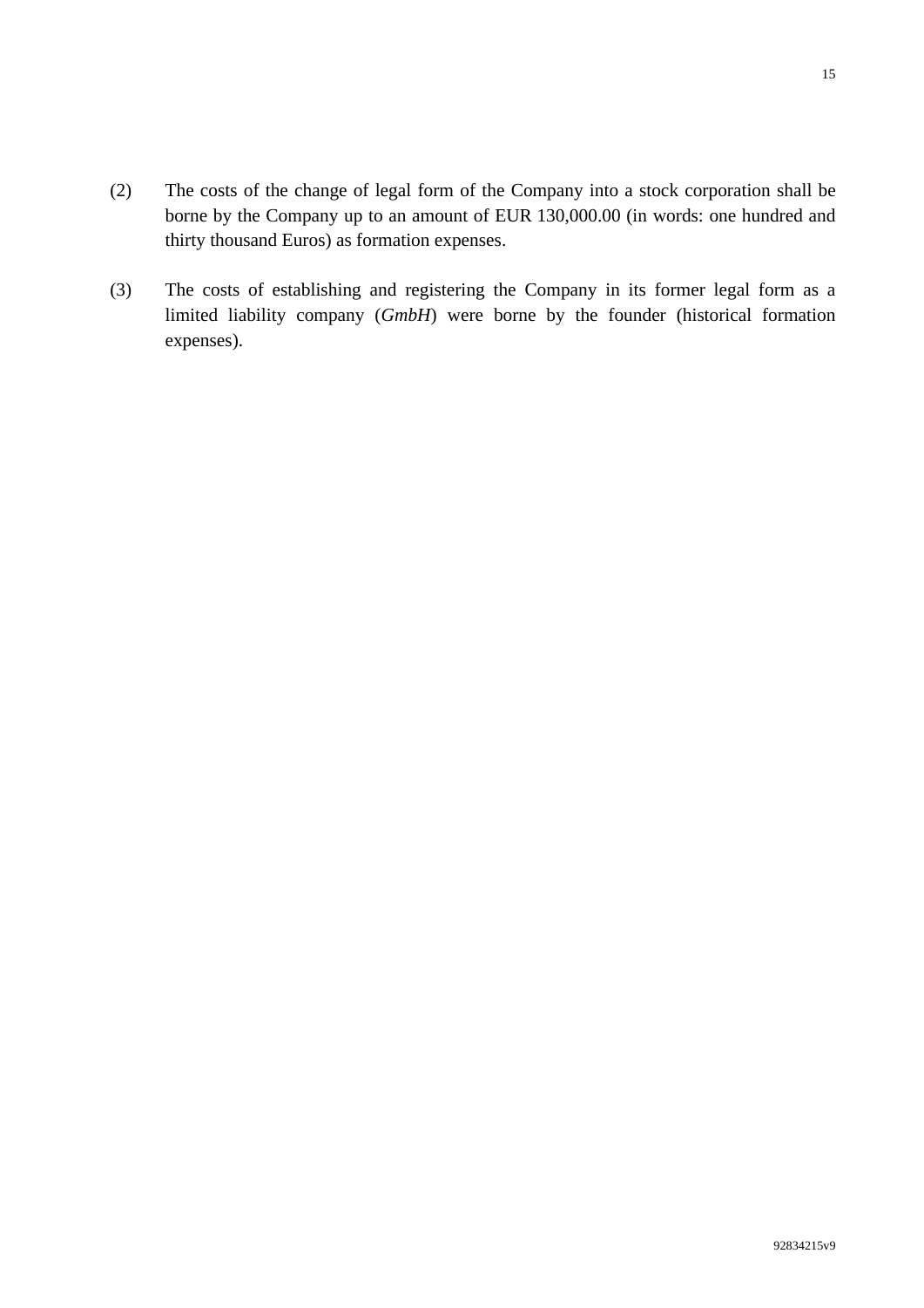(2) The costs of the change of legal form of the Company into a stock corporation shall be borne by the Company up to an amount of EUR 130,000.00 (in words: one hundred and thirty thousand Euros) as formation expenses.

(3) The costs of establishing and registering the Company in its former legal form as a limited liability company (*GmbH*) were borne by the founder (historical formation expenses).